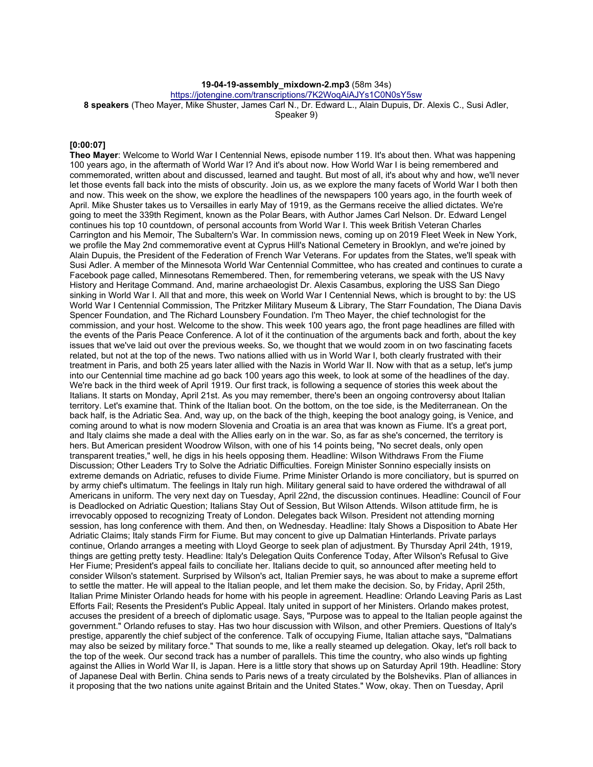**19-04-19-assembly_mixdown-2.mp3** (58m 34s)

https://jotengine.com/transcriptions/7K2WoqAiAJYs1C0N0sY5sw

**8 speakers** (Theo Mayer, Mike Shuster, James Carl N., Dr. Edward L., Alain Dupuis, Dr. Alexis C., Susi Adler, Speaker 9)

**[0:00:07]**

**Theo Mayer**: Welcome to World War I Centennial News, episode number 119. It's about then. What was happening 100 years ago, in the aftermath of World War I? And it's about now. How World War I is being remembered and commemorated, written about and discussed, learned and taught. But most of all, it's about why and how, we'll never let those events fall back into the mists of obscurity. Join us, as we explore the many facets of World War I both then and now. This week on the show, we explore the headlines of the newspapers 100 years ago, in the fourth week of April. Mike Shuster takes us to Versailles in early May of 1919, as the Germans receive the allied dictates. We're going to meet the 339th Regiment, known as the Polar Bears, with Author James Carl Nelson. Dr. Edward Lengel continues his top 10 countdown, of personal accounts from World War I. This week British Veteran Charles Carrington and his Memoir, The Subaltern's War. In commission news, coming up on 2019 Fleet Week in New York, we profile the May 2nd commemorative event at Cyprus Hill's National Cemetery in Brooklyn, and we're joined by Alain Dupuis, the President of the Federation of French War Veterans. For updates from the States, we'll speak with Susi Adler. A member of the Minnesota World War Centennial Committee, who has created and continues to curate a Facebook page called, Minnesotans Remembered. Then, for remembering veterans, we speak with the US Navy History and Heritage Command. And, marine archaeologist Dr. Alexis Casambus, exploring the USS San Diego sinking in World War I. All that and more, this week on World War I Centennial News, which is brought to by: the US World War I Centennial Commission, The Pritzker Military Museum & Library, The Starr Foundation, The Diana Davis Spencer Foundation, and The Richard Lounsbery Foundation. I'm Theo Mayer, the chief technologist for the commission, and your host. Welcome to the show. This week 100 years ago, the front page headlines are filled with the events of the Paris Peace Conference. A lot of it the continuation of the arguments back and forth, about the key issues that we've laid out over the previous weeks. So, we thought that we would zoom in on two fascinating facets related, but not at the top of the news. Two nations allied with us in World War I, both clearly frustrated with their treatment in Paris, and both 25 years later allied with the Nazis in World War II. Now with that as a setup, let's jump into our Centennial time machine ad go back 100 years ago this week, to look at some of the headlines of the day. We're back in the third week of April 1919. Our first track, is following a sequence of stories this week about the Italians. It starts on Monday, April 21st. As you may remember, there's been an ongoing controversy about Italian territory. Let's examine that. Think of the Italian boot. On the bottom, on the toe side, is the Mediterranean. On the back half, is the Adriatic Sea. And, way up, on the back of the thigh, keeping the boot analogy going, is Venice, and coming around to what is now modern Slovenia and Croatia is an area that was known as Fiume. It's a great port, and Italy claims she made a deal with the Allies early on in the war. So, as far as she's concerned, the territory is hers. But American president Woodrow Wilson, with one of his 14 points being, "No secret deals, only open transparent treaties," well, he digs in his heels opposing them. Headline: Wilson Withdraws From the Fiume Discussion; Other Leaders Try to Solve the Adriatic Difficulties. Foreign Minister Sonnino especially insists on extreme demands on Adriatic, refuses to divide Fiume. Prime Minister Orlando is more conciliatory, but is spurred on by army chief's ultimatum. The feelings in Italy run high. Military general said to have ordered the withdrawal of all Americans in uniform. The very next day on Tuesday, April 22nd, the discussion continues. Headline: Council of Four is Deadlocked on Adriatic Question; Italians Stay Out of Session, But Wilson Attends. Wilson attitude firm, he is irrevocably opposed to recognizing Treaty of London. Delegates back Wilson. President not attending morning session, has long conference with them. And then, on Wednesday. Headline: Italy Shows a Disposition to Abate Her Adriatic Claims; Italy stands Firm for Fiume. But may concent to give up Dalmatian Hinterlands. Private parlays continue, Orlando arranges a meeting with Lloyd George to seek plan of adjustment. By Thursday April 24th, 1919, things are getting pretty testy. Headline: Italy's Delegation Quits Conference Today, After Wilson's Refusal to Give Her Fiume; President's appeal fails to conciliate her. Italians decide to quit, so announced after meeting held to consider Wilson's statement. Surprised by Wilson's act, Italian Premier says, he was about to make a supreme effort to settle the matter. He will appeal to the Italian people, and let them make the decision. So, by Friday, April 25th, Italian Prime Minister Orlando heads for home with his people in agreement. Headline: Orlando Leaving Paris as Last Efforts Fail; Resents the President's Public Appeal. Italy united in support of her Ministers. Orlando makes protest, accuses the president of a breech of diplomatic usage. Says, "Purpose was to appeal to the Italian people against the government." Orlando refuses to stay. Has two hour discussion with Wilson, and other Premiers. Questions of Italy's prestige, apparently the chief subject of the conference. Talk of occupying Fiume, Italian attache says, "Dalmatians may also be seized by military force." That sounds to me, like a really steamed up delegation. Okay, let's roll back to the top of the week. Our second track has a number of parallels. This time the country, who also winds up fighting against the Allies in World War II, is Japan. Here is a little story that shows up on Saturday April 19th. Headline: Story of Japanese Deal with Berlin. China sends to Paris news of a treaty circulated by the Bolsheviks. Plan of alliances in it proposing that the two nations unite against Britain and the United States." Wow, okay. Then on Tuesday, April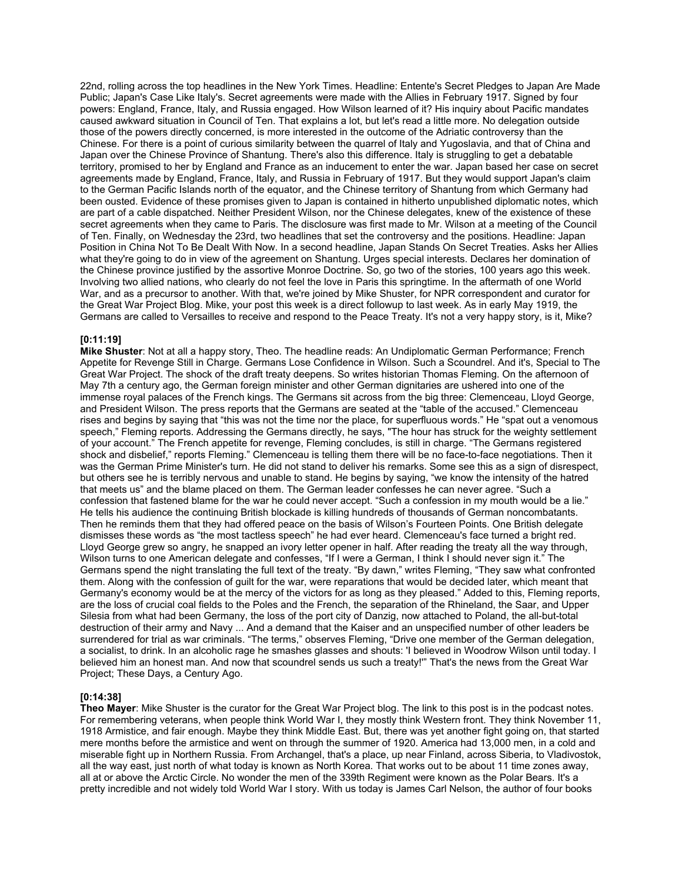22nd, rolling across the top headlines in the New York Times. Headline: Entente's Secret Pledges to Japan Are Made Public; Japan's Case Like Italy's. Secret agreements were made with the Allies in February 1917. Signed by four powers: England, France, Italy, and Russia engaged. How Wilson learned of it? His inquiry about Pacific mandates caused awkward situation in Council of Ten. That explains a lot, but let's read a little more. No delegation outside those of the powers directly concerned, is more interested in the outcome of the Adriatic controversy than the Chinese. For there is a point of curious similarity between the quarrel of Italy and Yugoslavia, and that of China and Japan over the Chinese Province of Shantung. There's also this difference. Italy is struggling to get a debatable territory, promised to her by England and France as an inducement to enter the war. Japan based her case on secret agreements made by England, France, Italy, and Russia in February of 1917. But they would support Japan's claim to the German Pacific Islands north of the equator, and the Chinese territory of Shantung from which Germany had been ousted. Evidence of these promises given to Japan is contained in hitherto unpublished diplomatic notes, which are part of a cable dispatched. Neither President Wilson, nor the Chinese delegates, knew of the existence of these secret agreements when they came to Paris. The disclosure was first made to Mr. Wilson at a meeting of the Council of Ten. Finally, on Wednesday the 23rd, two headlines that set the controversy and the positions. Headline: Japan Position in China Not To Be Dealt With Now. In a second headline, Japan Stands On Secret Treaties. Asks her Allies what they're going to do in view of the agreement on Shantung. Urges special interests. Declares her domination of the Chinese province justified by the assortive Monroe Doctrine. So, go two of the stories, 100 years ago this week. Involving two allied nations, who clearly do not feel the love in Paris this springtime. In the aftermath of one World War, and as a precursor to another. With that, we're joined by Mike Shuster, for NPR correspondent and curator for the Great War Project Blog. Mike, your post this week is a direct followup to last week. As in early May 1919, the Germans are called to Versailles to receive and respond to the Peace Treaty. It's not a very happy story, is it, Mike?

**[0:11:19]**

**Mike Shuster**: Not at all a happy story, Theo. The headline reads: An Undiplomatic German Performance; French Appetite for Revenge Still in Charge. Germans Lose Confidence in Wilson. Such a Scoundrel. And it's, Special to The Great War Project. The shock of the draft treaty deepens. So writes historian Thomas Fleming. On the afternoon of May 7th a century ago, the German foreign minister and other German dignitaries are ushered into one of the immense royal palaces of the French kings. The Germans sit across from the big three: Clemenceau, Lloyd George, and President Wilson. The press reports that the Germans are seated at the "table of the accused." Clemenceau rises and begins by saying that "this was not the time nor the place, for superfluous words." He "spat out a venomous speech," Fleming reports. Addressing the Germans directly, he says, "The hour has struck for the weighty settlement of your account." The French appetite for revenge, Fleming concludes, is still in charge. "The Germans registered shock and disbelief," reports Fleming." Clemenceau is telling them there will be no face-to-face negotiations. Then it was the German Prime Minister's turn. He did not stand to deliver his remarks. Some see this as a sign of disrespect, but others see he is terribly nervous and unable to stand. He begins by saying, "we know the intensity of the hatred that meets us" and the blame placed on them. The German leader confesses he can never agree. "Such a confession that fastened blame for the war he could never accept. "Such a confession in my mouth would be a lie." He tells his audience the continuing British blockade is killing hundreds of thousands of German noncombatants. Then he reminds them that they had offered peace on the basis of Wilson's Fourteen Points. One British delegate dismisses these words as "the most tactless speech" he had ever heard. Clemenceau's face turned a bright red. Lloyd George grew so angry, he snapped an ivory letter opener in half. After reading the treaty all the way through, Wilson turns to one American delegate and confesses, "If I were a German, I think I should never sign it." The Germans spend the night translating the full text of the treaty. "By dawn," writes Fleming, "They saw what confronted them. Along with the confession of guilt for the war, were reparations that would be decided later, which meant that Germany's economy would be at the mercy of the victors for as long as they pleased." Added to this, Fleming reports, are the loss of crucial coal fields to the Poles and the French, the separation of the Rhineland, the Saar, and Upper Silesia from what had been Germany, the loss of the port city of Danzig, now attached to Poland, the all-but-total destruction of their army and Navy ... And a demand that the Kaiser and an unspecified number of other leaders be surrendered for trial as war criminals. "The terms," observes Fleming, "Drive one member of the German delegation, a socialist, to drink. In an alcoholic rage he smashes glasses and shouts: 'I believed in Woodrow Wilson until today. I believed him an honest man. And now that scoundrel sends us such a treaty!'" That's the news from the Great War Project; These Days, a Century Ago.

**[0:14:38]**

**Theo Mayer**: Mike Shuster is the curator for the Great War Project blog. The link to this post is in the podcast notes. For remembering veterans, when people think World War I, they mostly think Western front. They think November 11, 1918 Armistice, and fair enough. Maybe they think Middle East. But, there was yet another fight going on, that started mere months before the armistice and went on through the summer of 1920. America had 13,000 men, in a cold and miserable fight up in Northern Russia. From Archangel, that's a place, up near Finland, across Siberia, to Vladivostok, all the way east, just north of what today is known as North Korea. That works out to be about 11 time zones away, all at or above the Arctic Circle. No wonder the men of the 339th Regiment were known as the Polar Bears. It's a pretty incredible and not widely told World War I story. With us today is James Carl Nelson, the author of four books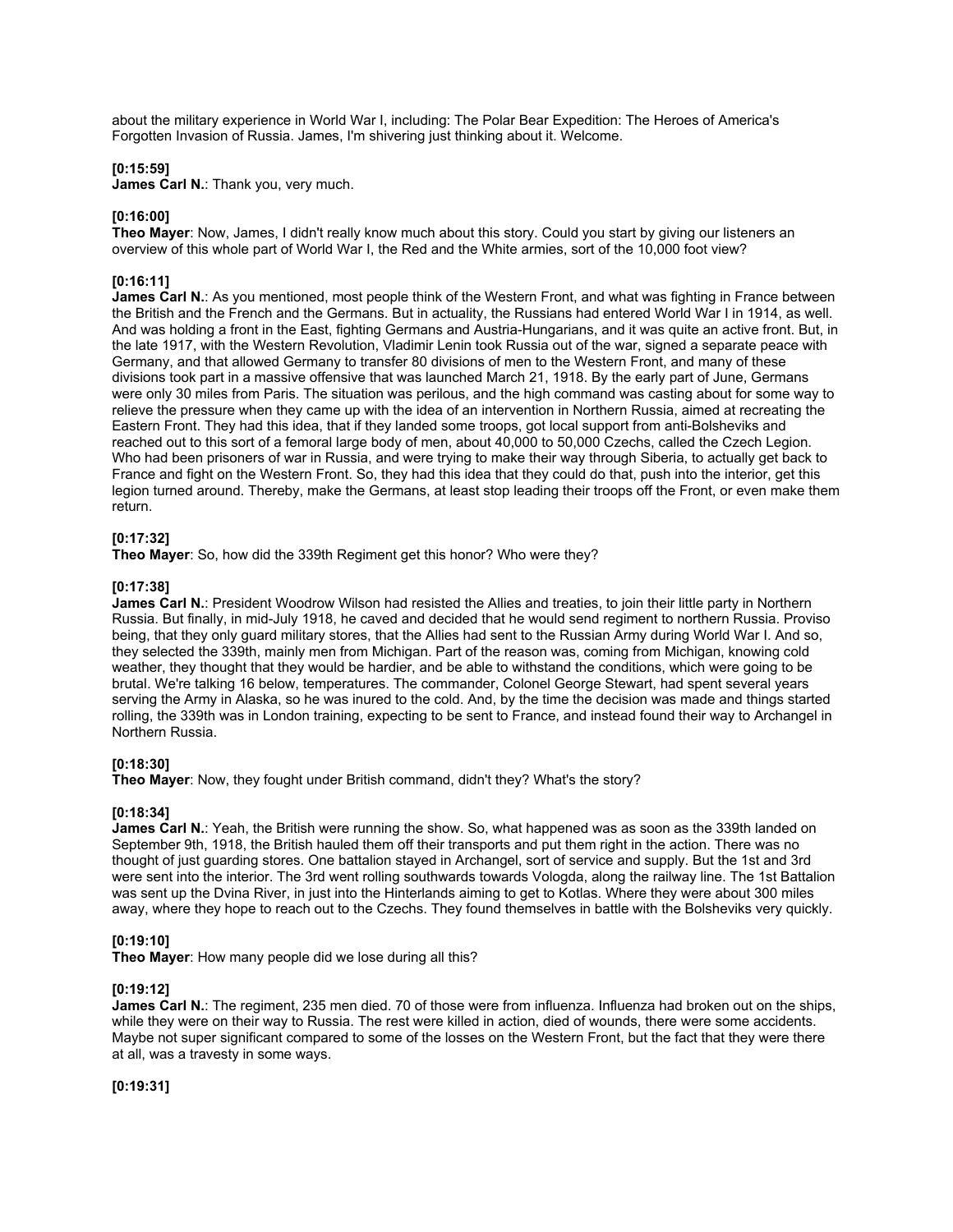about the military experience in World War I, including: The Polar Bear Expedition: The Heroes of America's Forgotten Invasion of Russia. James, I'm shivering just thinking about it. Welcome.

**[0:15:59]**
**James Carl N.**: Thank you, very much.

**[0:16:00]**
**Theo Mayer**: Now, James, I didn't really know much about this story. Could you start by giving our listeners an overview of this whole part of World War I, the Red and the White armies, sort of the 10,000 foot view?

**[0:16:11]**
**James Carl N.**: As you mentioned, most people think of the Western Front, and what was fighting in France between the British and the French and the Germans. But in actuality, the Russians had entered World War I in 1914, as well. And was holding a front in the East, fighting Germans and Austria-Hungarians, and it was quite an active front. But, in the late 1917, with the Western Revolution, Vladimir Lenin took Russia out of the war, signed a separate peace with Germany, and that allowed Germany to transfer 80 divisions of men to the Western Front, and many of these divisions took part in a massive offensive that was launched March 21, 1918. By the early part of June, Germans were only 30 miles from Paris. The situation was perilous, and the high command was casting about for some way to relieve the pressure when they came up with the idea of an intervention in Northern Russia, aimed at recreating the Eastern Front. They had this idea, that if they landed some troops, got local support from anti-Bolsheviks and reached out to this sort of a femoral large body of men, about 40,000 to 50,000 Czechs, called the Czech Legion. Who had been prisoners of war in Russia, and were trying to make their way through Siberia, to actually get back to France and fight on the Western Front. So, they had this idea that they could do that, push into the interior, get this legion turned around. Thereby, make the Germans, at least stop leading their troops off the Front, or even make them return.

**[0:17:32]**
**Theo Mayer**: So, how did the 339th Regiment get this honor? Who were they?

**[0:17:38]**
**James Carl N.**: President Woodrow Wilson had resisted the Allies and treaties, to join their little party in Northern Russia. But finally, in mid-July 1918, he caved and decided that he would send regiment to northern Russia. Proviso being, that they only guard military stores, that the Allies had sent to the Russian Army during World War I. And so, they selected the 339th, mainly men from Michigan. Part of the reason was, coming from Michigan, knowing cold weather, they thought that they would be hardier, and be able to withstand the conditions, which were going to be brutal. We're talking 16 below, temperatures. The commander, Colonel George Stewart, had spent several years serving the Army in Alaska, so he was inured to the cold. And, by the time the decision was made and things started rolling, the 339th was in London training, expecting to be sent to France, and instead found their way to Archangel in Northern Russia.

**[0:18:30]**
**Theo Mayer**: Now, they fought under British command, didn't they? What's the story?

**[0:18:34]**
**James Carl N.**: Yeah, the British were running the show. So, what happened was as soon as the 339th landed on September 9th, 1918, the British hauled them off their transports and put them right in the action. There was no thought of just guarding stores. One battalion stayed in Archangel, sort of service and supply. But the 1st and 3rd were sent into the interior. The 3rd went rolling southwards towards Vologda, along the railway line. The 1st Battalion was sent up the Dvina River, in just into the Hinterlands aiming to get to Kotlas. Where they were about 300 miles away, where they hope to reach out to the Czechs. They found themselves in battle with the Bolsheviks very quickly.

**[0:19:10]**
**Theo Mayer**: How many people did we lose during all this?

**[0:19:12]**
**James Carl N.**: The regiment, 235 men died. 70 of those were from influenza. Influenza had broken out on the ships, while they were on their way to Russia. The rest were killed in action, died of wounds, there were some accidents. Maybe not super significant compared to some of the losses on the Western Front, but the fact that they were there at all, was a travesty in some ways.

**[0:19:31]**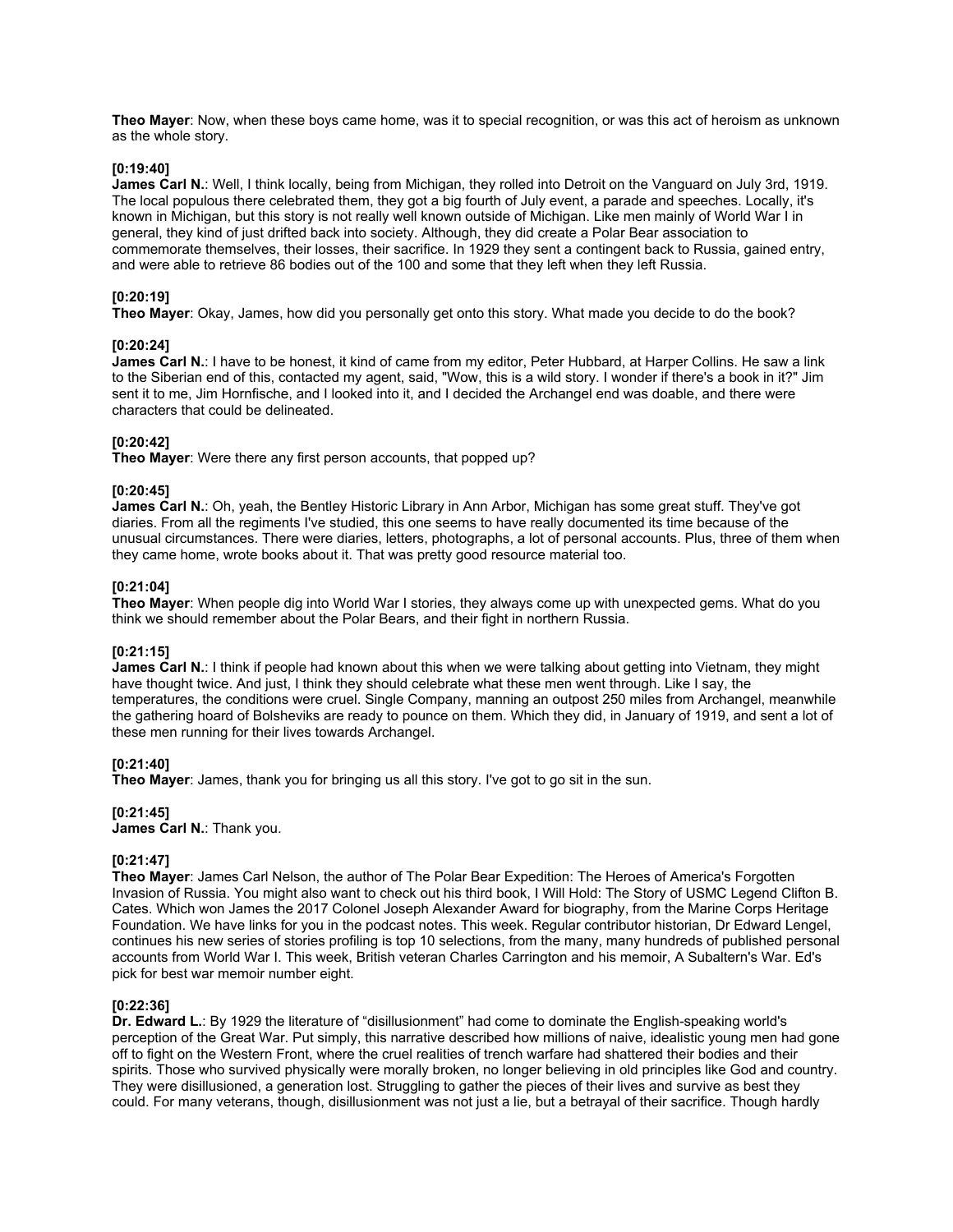**Theo Mayer**: Now, when these boys came home, was it to special recognition, or was this act of heroism as unknown as the whole story.

**[0:19:40]**
**James Carl N.**: Well, I think locally, being from Michigan, they rolled into Detroit on the Vanguard on July 3rd, 1919. The local populous there celebrated them, they got a big fourth of July event, a parade and speeches. Locally, it's known in Michigan, but this story is not really well known outside of Michigan. Like men mainly of World War I in general, they kind of just drifted back into society. Although, they did create a Polar Bear association to commemorate themselves, their losses, their sacrifice. In 1929 they sent a contingent back to Russia, gained entry, and were able to retrieve 86 bodies out of the 100 and some that they left when they left Russia.

**[0:20:19]**
**Theo Mayer**: Okay, James, how did you personally get onto this story. What made you decide to do the book?

**[0:20:24]**
**James Carl N.**: I have to be honest, it kind of came from my editor, Peter Hubbard, at Harper Collins. He saw a link to the Siberian end of this, contacted my agent, said, "Wow, this is a wild story. I wonder if there's a book in it?" Jim sent it to me, Jim Hornfische, and I looked into it, and I decided the Archangel end was doable, and there were characters that could be delineated.

**[0:20:42]**
**Theo Mayer**: Were there any first person accounts, that popped up?

**[0:20:45]**
**James Carl N.**: Oh, yeah, the Bentley Historic Library in Ann Arbor, Michigan has some great stuff. They've got diaries. From all the regiments I've studied, this one seems to have really documented its time because of the unusual circumstances. There were diaries, letters, photographs, a lot of personal accounts. Plus, three of them when they came home, wrote books about it. That was pretty good resource material too.

**[0:21:04]**
**Theo Mayer**: When people dig into World War I stories, they always come up with unexpected gems. What do you think we should remember about the Polar Bears, and their fight in northern Russia.

**[0:21:15]**
**James Carl N.**: I think if people had known about this when we were talking about getting into Vietnam, they might have thought twice. And just, I think they should celebrate what these men went through. Like I say, the temperatures, the conditions were cruel. Single Company, manning an outpost 250 miles from Archangel, meanwhile the gathering hoard of Bolsheviks are ready to pounce on them. Which they did, in January of 1919, and sent a lot of these men running for their lives towards Archangel.

**[0:21:40]**
**Theo Mayer**: James, thank you for bringing us all this story. I've got to go sit in the sun.

**[0:21:45]**
**James Carl N.**: Thank you.

**[0:21:47]**
**Theo Mayer**: James Carl Nelson, the author of The Polar Bear Expedition: The Heroes of America's Forgotten Invasion of Russia. You might also want to check out his third book, I Will Hold: The Story of USMC Legend Clifton B. Cates. Which won James the 2017 Colonel Joseph Alexander Award for biography, from the Marine Corps Heritage Foundation. We have links for you in the podcast notes. This week. Regular contributor historian, Dr Edward Lengel, continues his new series of stories profiling is top 10 selections, from the many, many hundreds of published personal accounts from World War I. This week, British veteran Charles Carrington and his memoir, A Subaltern's War. Ed's pick for best war memoir number eight.

**[0:22:36]**
**Dr. Edward L.**: By 1929 the literature of "disillusionment" had come to dominate the English-speaking world's perception of the Great War. Put simply, this narrative described how millions of naive, idealistic young men had gone off to fight on the Western Front, where the cruel realities of trench warfare had shattered their bodies and their spirits. Those who survived physically were morally broken, no longer believing in old principles like God and country. They were disillusioned, a generation lost. Struggling to gather the pieces of their lives and survive as best they could. For many veterans, though, disillusionment was not just a lie, but a betrayal of their sacrifice. Though hardly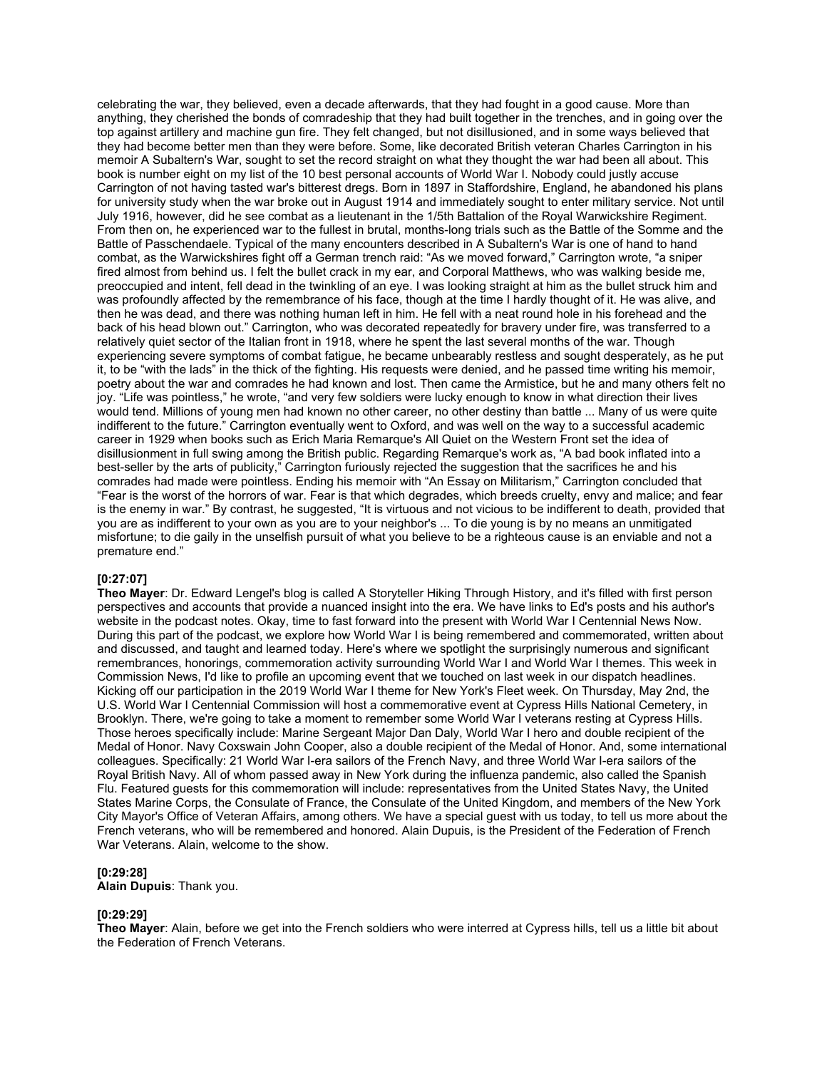celebrating the war, they believed, even a decade afterwards, that they had fought in a good cause. More than anything, they cherished the bonds of comradeship that they had built together in the trenches, and in going over the top against artillery and machine gun fire. They felt changed, but not disillusioned, and in some ways believed that they had become better men than they were before. Some, like decorated British veteran Charles Carrington in his memoir A Subaltern's War, sought to set the record straight on what they thought the war had been all about. This book is number eight on my list of the 10 best personal accounts of World War I. Nobody could justly accuse Carrington of not having tasted war's bitterest dregs. Born in 1897 in Staffordshire, England, he abandoned his plans for university study when the war broke out in August 1914 and immediately sought to enter military service. Not until July 1916, however, did he see combat as a lieutenant in the 1/5th Battalion of the Royal Warwickshire Regiment. From then on, he experienced war to the fullest in brutal, months-long trials such as the Battle of the Somme and the Battle of Passchendaele. Typical of the many encounters described in A Subaltern's War is one of hand to hand combat, as the Warwickshires fight off a German trench raid: “As we moved forward,” Carrington wrote, “a sniper fired almost from behind us. I felt the bullet crack in my ear, and Corporal Matthews, who was walking beside me, preoccupied and intent, fell dead in the twinkling of an eye. I was looking straight at him as the bullet struck him and was profoundly affected by the remembrance of his face, though at the time I hardly thought of it. He was alive, and then he was dead, and there was nothing human left in him. He fell with a neat round hole in his forehead and the back of his head blown out.” Carrington, who was decorated repeatedly for bravery under fire, was transferred to a relatively quiet sector of the Italian front in 1918, where he spent the last several months of the war. Though experiencing severe symptoms of combat fatigue, he became unbearably restless and sought desperately, as he put it, to be “with the lads” in the thick of the fighting. His requests were denied, and he passed time writing his memoir, poetry about the war and comrades he had known and lost. Then came the Armistice, but he and many others felt no joy. “Life was pointless,” he wrote, “and very few soldiers were lucky enough to know in what direction their lives would tend. Millions of young men had known no other career, no other destiny than battle ... Many of us were quite indifferent to the future.” Carrington eventually went to Oxford, and was well on the way to a successful academic career in 1929 when books such as Erich Maria Remarque's All Quiet on the Western Front set the idea of disillusionment in full swing among the British public. Regarding Remarque's work as, “A bad book inflated into a best-seller by the arts of publicity,” Carrington furiously rejected the suggestion that the sacrifices he and his comrades had made were pointless. Ending his memoir with “An Essay on Militarism,” Carrington concluded that “Fear is the worst of the horrors of war. Fear is that which degrades, which breeds cruelty, envy and malice; and fear is the enemy in war.” By contrast, he suggested, “It is virtuous and not vicious to be indifferent to death, provided that you are as indifferent to your own as you are to your neighbor's ... To die young is by no means an unmitigated misfortune; to die gaily in the unselfish pursuit of what you believe to be a righteous cause is an enviable and not a premature end.”

**[0:27:07]**
**Theo Mayer**: Dr. Edward Lengel's blog is called A Storyteller Hiking Through History, and it's filled with first person perspectives and accounts that provide a nuanced insight into the era. We have links to Ed's posts and his author's website in the podcast notes. Okay, time to fast forward into the present with World War I Centennial News Now. During this part of the podcast, we explore how World War I is being remembered and commemorated, written about and discussed, and taught and learned today. Here's where we spotlight the surprisingly numerous and significant remembrances, honorings, commemoration activity surrounding World War I and World War I themes. This week in Commission News, I'd like to profile an upcoming event that we touched on last week in our dispatch headlines. Kicking off our participation in the 2019 World War I theme for New York's Fleet week. On Thursday, May 2nd, the U.S. World War I Centennial Commission will host a commemorative event at Cypress Hills National Cemetery, in Brooklyn. There, we're going to take a moment to remember some World War I veterans resting at Cypress Hills. Those heroes specifically include: Marine Sergeant Major Dan Daly, World War I hero and double recipient of the Medal of Honor. Navy Coxswain John Cooper, also a double recipient of the Medal of Honor. And, some international colleagues. Specifically: 21 World War I-era sailors of the French Navy, and three World War I-era sailors of the Royal British Navy. All of whom passed away in New York during the influenza pandemic, also called the Spanish Flu. Featured guests for this commemoration will include: representatives from the United States Navy, the United States Marine Corps, the Consulate of France, the Consulate of the United Kingdom, and members of the New York City Mayor's Office of Veteran Affairs, among others. We have a special guest with us today, to tell us more about the French veterans, who will be remembered and honored. Alain Dupuis, is the President of the Federation of French War Veterans. Alain, welcome to the show.

**[0:29:28]**
**Alain Dupuis**: Thank you.

**[0:29:29]**
**Theo Mayer**: Alain, before we get into the French soldiers who were interred at Cypress hills, tell us a little bit about the Federation of French Veterans.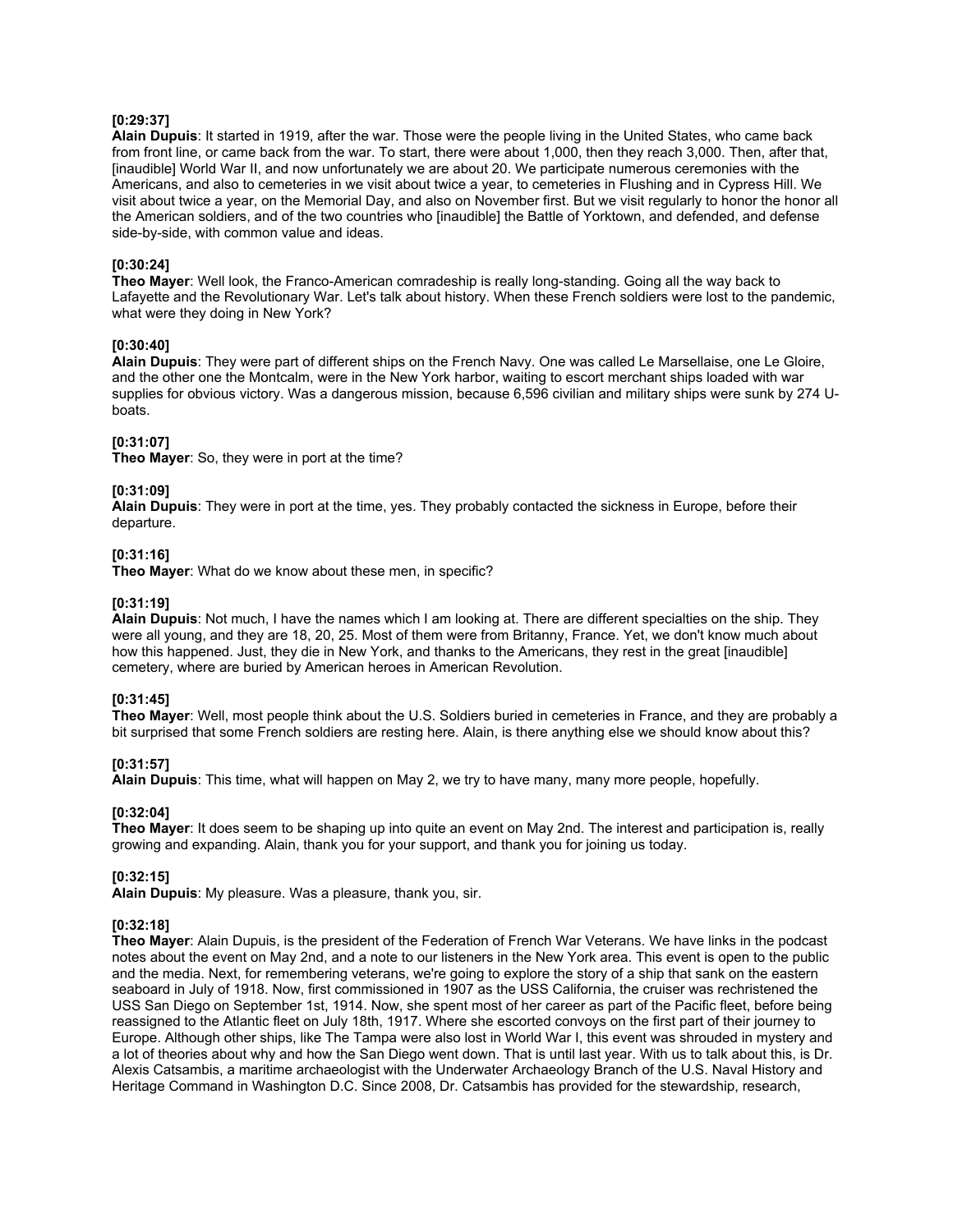**[0:29:37]**
**Alain Dupuis**: It started in 1919, after the war. Those were the people living in the United States, who came back from front line, or came back from the war. To start, there were about 1,000, then they reach 3,000. Then, after that, [inaudible] World War II, and now unfortunately we are about 20. We participate numerous ceremonies with the Americans, and also to cemeteries in we visit about twice a year, to cemeteries in Flushing and in Cypress Hill. We visit about twice a year, on the Memorial Day, and also on November first. But we visit regularly to honor the honor all the American soldiers, and of the two countries who [inaudible] the Battle of Yorktown, and defended, and defense side-by-side, with common value and ideas.

**[0:30:24]**
**Theo Mayer**: Well look, the Franco-American comradeship is really long-standing. Going all the way back to Lafayette and the Revolutionary War. Let's talk about history. When these French soldiers were lost to the pandemic, what were they doing in New York?

**[0:30:40]**
**Alain Dupuis**: They were part of different ships on the French Navy. One was called Le Marsellaise, one Le Gloire, and the other one the Montcalm, were in the New York harbor, waiting to escort merchant ships loaded with war supplies for obvious victory. Was a dangerous mission, because 6,596 civilian and military ships were sunk by 274 U-boats.

**[0:31:07]**
**Theo Mayer**: So, they were in port at the time?

**[0:31:09]**
**Alain Dupuis**: They were in port at the time, yes. They probably contacted the sickness in Europe, before their departure.

**[0:31:16]**
**Theo Mayer**: What do we know about these men, in specific?

**[0:31:19]**
**Alain Dupuis**: Not much, I have the names which I am looking at. There are different specialties on the ship. They were all young, and they are 18, 20, 25. Most of them were from Britanny, France. Yet, we don't know much about how this happened. Just, they die in New York, and thanks to the Americans, they rest in the great [inaudible] cemetery, where are buried by American heroes in American Revolution.

**[0:31:45]**
**Theo Mayer**: Well, most people think about the U.S. Soldiers buried in cemeteries in France, and they are probably a bit surprised that some French soldiers are resting here. Alain, is there anything else we should know about this?

**[0:31:57]**
**Alain Dupuis**: This time, what will happen on May 2, we try to have many, many more people, hopefully.

**[0:32:04]**
**Theo Mayer**: It does seem to be shaping up into quite an event on May 2nd. The interest and participation is, really growing and expanding. Alain, thank you for your support, and thank you for joining us today.

**[0:32:15]**
**Alain Dupuis**: My pleasure. Was a pleasure, thank you, sir.

**[0:32:18]**
**Theo Mayer**: Alain Dupuis, is the president of the Federation of French War Veterans. We have links in the podcast notes about the event on May 2nd, and a note to our listeners in the New York area. This event is open to the public and the media. Next, for remembering veterans, we're going to explore the story of a ship that sank on the eastern seaboard in July of 1918. Now, first commissioned in 1907 as the USS California, the cruiser was rechristened the USS San Diego on September 1st, 1914. Now, she spent most of her career as part of the Pacific fleet, before being reassigned to the Atlantic fleet on July 18th, 1917. Where she escorted convoys on the first part of their journey to Europe. Although other ships, like The Tampa were also lost in World War I, this event was shrouded in mystery and a lot of theories about why and how the San Diego went down. That is until last year. With us to talk about this, is Dr. Alexis Catsambis, a maritime archaeologist with the Underwater Archaeology Branch of the U.S. Naval History and Heritage Command in Washington D.C. Since 2008, Dr. Catsambis has provided for the stewardship, research,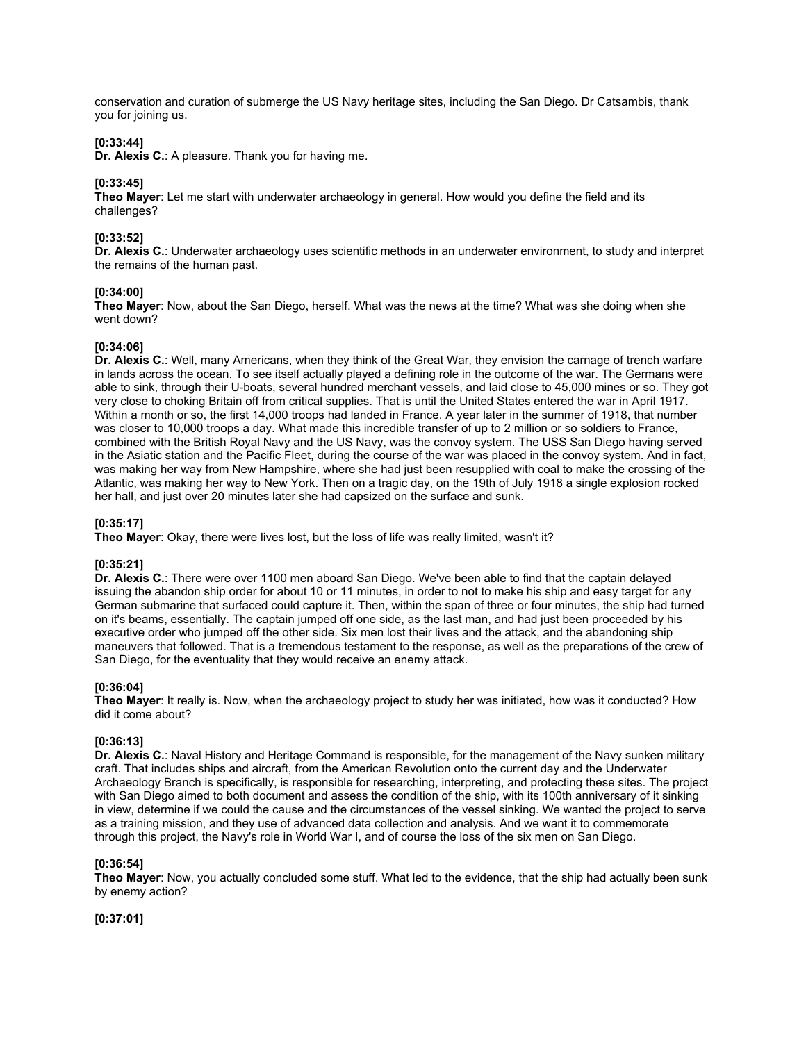conservation and curation of submerge the US Navy heritage sites, including the San Diego. Dr Catsambis, thank you for joining us.

**[0:33:44]**
**Dr. Alexis C.**: A pleasure. Thank you for having me.

**[0:33:45]**
**Theo Mayer**: Let me start with underwater archaeology in general. How would you define the field and its challenges?

**[0:33:52]**
**Dr. Alexis C.**: Underwater archaeology uses scientific methods in an underwater environment, to study and interpret the remains of the human past.

**[0:34:00]**
**Theo Mayer**: Now, about the San Diego, herself. What was the news at the time? What was she doing when she went down?

**[0:34:06]**
**Dr. Alexis C.**: Well, many Americans, when they think of the Great War, they envision the carnage of trench warfare in lands across the ocean. To see itself actually played a defining role in the outcome of the war. The Germans were able to sink, through their U-boats, several hundred merchant vessels, and laid close to 45,000 mines or so. They got very close to choking Britain off from critical supplies. That is until the United States entered the war in April 1917. Within a month or so, the first 14,000 troops had landed in France. A year later in the summer of 1918, that number was closer to 10,000 troops a day. What made this incredible transfer of up to 2 million or so soldiers to France, combined with the British Royal Navy and the US Navy, was the convoy system. The USS San Diego having served in the Asiatic station and the Pacific Fleet, during the course of the war was placed in the convoy system. And in fact, was making her way from New Hampshire, where she had just been resupplied with coal to make the crossing of the Atlantic, was making her way to New York. Then on a tragic day, on the 19th of July 1918 a single explosion rocked her hall, and just over 20 minutes later she had capsized on the surface and sunk.

**[0:35:17]**
**Theo Mayer**: Okay, there were lives lost, but the loss of life was really limited, wasn't it?

**[0:35:21]**
**Dr. Alexis C.**: There were over 1100 men aboard San Diego. We've been able to find that the captain delayed issuing the abandon ship order for about 10 or 11 minutes, in order to not to make his ship and easy target for any German submarine that surfaced could capture it. Then, within the span of three or four minutes, the ship had turned on it's beams, essentially. The captain jumped off one side, as the last man, and had just been proceeded by his executive order who jumped off the other side. Six men lost their lives and the attack, and the abandoning ship maneuvers that followed. That is a tremendous testament to the response, as well as the preparations of the crew of San Diego, for the eventuality that they would receive an enemy attack.

**[0:36:04]**
**Theo Mayer**: It really is. Now, when the archaeology project to study her was initiated, how was it conducted? How did it come about?

**[0:36:13]**
**Dr. Alexis C.**: Naval History and Heritage Command is responsible, for the management of the Navy sunken military craft. That includes ships and aircraft, from the American Revolution onto the current day and the Underwater Archaeology Branch is specifically, is responsible for researching, interpreting, and protecting these sites. The project with San Diego aimed to both document and assess the condition of the ship, with its 100th anniversary of it sinking in view, determine if we could the cause and the circumstances of the vessel sinking. We wanted the project to serve as a training mission, and they use of advanced data collection and analysis. And we want it to commemorate through this project, the Navy's role in World War I, and of course the loss of the six men on San Diego.

**[0:36:54]**
**Theo Mayer**: Now, you actually concluded some stuff. What led to the evidence, that the ship had actually been sunk by enemy action?

**[0:37:01]**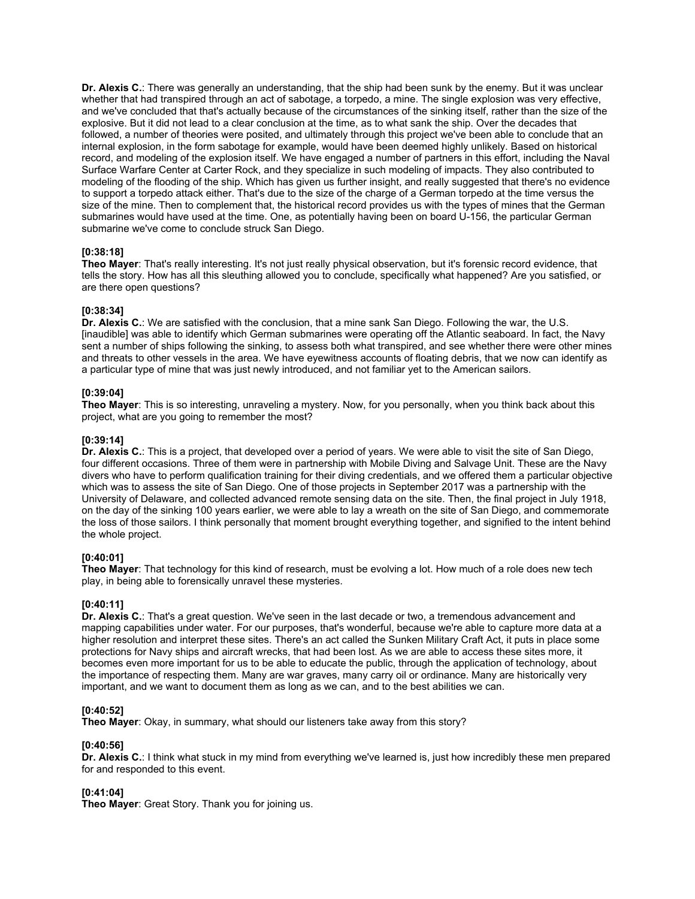**Dr. Alexis C.**: There was generally an understanding, that the ship had been sunk by the enemy. But it was unclear whether that had transpired through an act of sabotage, a torpedo, a mine. The single explosion was very effective, and we've concluded that that's actually because of the circumstances of the sinking itself, rather than the size of the explosive. But it did not lead to a clear conclusion at the time, as to what sank the ship. Over the decades that followed, a number of theories were posited, and ultimately through this project we've been able to conclude that an internal explosion, in the form sabotage for example, would have been deemed highly unlikely. Based on historical record, and modeling of the explosion itself. We have engaged a number of partners in this effort, including the Naval Surface Warfare Center at Carter Rock, and they specialize in such modeling of impacts. They also contributed to modeling of the flooding of the ship. Which has given us further insight, and really suggested that there's no evidence to support a torpedo attack either. That's due to the size of the charge of a German torpedo at the time versus the size of the mine. Then to complement that, the historical record provides us with the types of mines that the German submarines would have used at the time. One, as potentially having been on board U-156, the particular German submarine we've come to conclude struck San Diego.

**[0:38:18]**
**Theo Mayer**: That's really interesting. It's not just really physical observation, but it's forensic record evidence, that tells the story. How has all this sleuthing allowed you to conclude, specifically what happened? Are you satisfied, or are there open questions?

**[0:38:34]**
**Dr. Alexis C.**: We are satisfied with the conclusion, that a mine sank San Diego. Following the war, the U.S. [inaudible] was able to identify which German submarines were operating off the Atlantic seaboard. In fact, the Navy sent a number of ships following the sinking, to assess both what transpired, and see whether there were other mines and threats to other vessels in the area. We have eyewitness accounts of floating debris, that we now can identify as a particular type of mine that was just newly introduced, and not familiar yet to the American sailors.

**[0:39:04]**
**Theo Mayer**: This is so interesting, unraveling a mystery. Now, for you personally, when you think back about this project, what are you going to remember the most?

**[0:39:14]**
**Dr. Alexis C.**: This is a project, that developed over a period of years. We were able to visit the site of San Diego, four different occasions. Three of them were in partnership with Mobile Diving and Salvage Unit. These are the Navy divers who have to perform qualification training for their diving credentials, and we offered them a particular objective which was to assess the site of San Diego. One of those projects in September 2017 was a partnership with the University of Delaware, and collected advanced remote sensing data on the site. Then, the final project in July 1918, on the day of the sinking 100 years earlier, we were able to lay a wreath on the site of San Diego, and commemorate the loss of those sailors. I think personally that moment brought everything together, and signified to the intent behind the whole project.

**[0:40:01]**
**Theo Mayer**: That technology for this kind of research, must be evolving a lot. How much of a role does new tech play, in being able to forensically unravel these mysteries.

**[0:40:11]**
**Dr. Alexis C.**: That's a great question. We've seen in the last decade or two, a tremendous advancement and mapping capabilities under water. For our purposes, that's wonderful, because we're able to capture more data at a higher resolution and interpret these sites. There's an act called the Sunken Military Craft Act, it puts in place some protections for Navy ships and aircraft wrecks, that had been lost. As we are able to access these sites more, it becomes even more important for us to be able to educate the public, through the application of technology, about the importance of respecting them. Many are war graves, many carry oil or ordinance. Many are historically very important, and we want to document them as long as we can, and to the best abilities we can.

**[0:40:52]**
**Theo Mayer**: Okay, in summary, what should our listeners take away from this story?

**[0:40:56]**
**Dr. Alexis C.**: I think what stuck in my mind from everything we've learned is, just how incredibly these men prepared for and responded to this event.

**[0:41:04]**
**Theo Mayer**: Great Story. Thank you for joining us.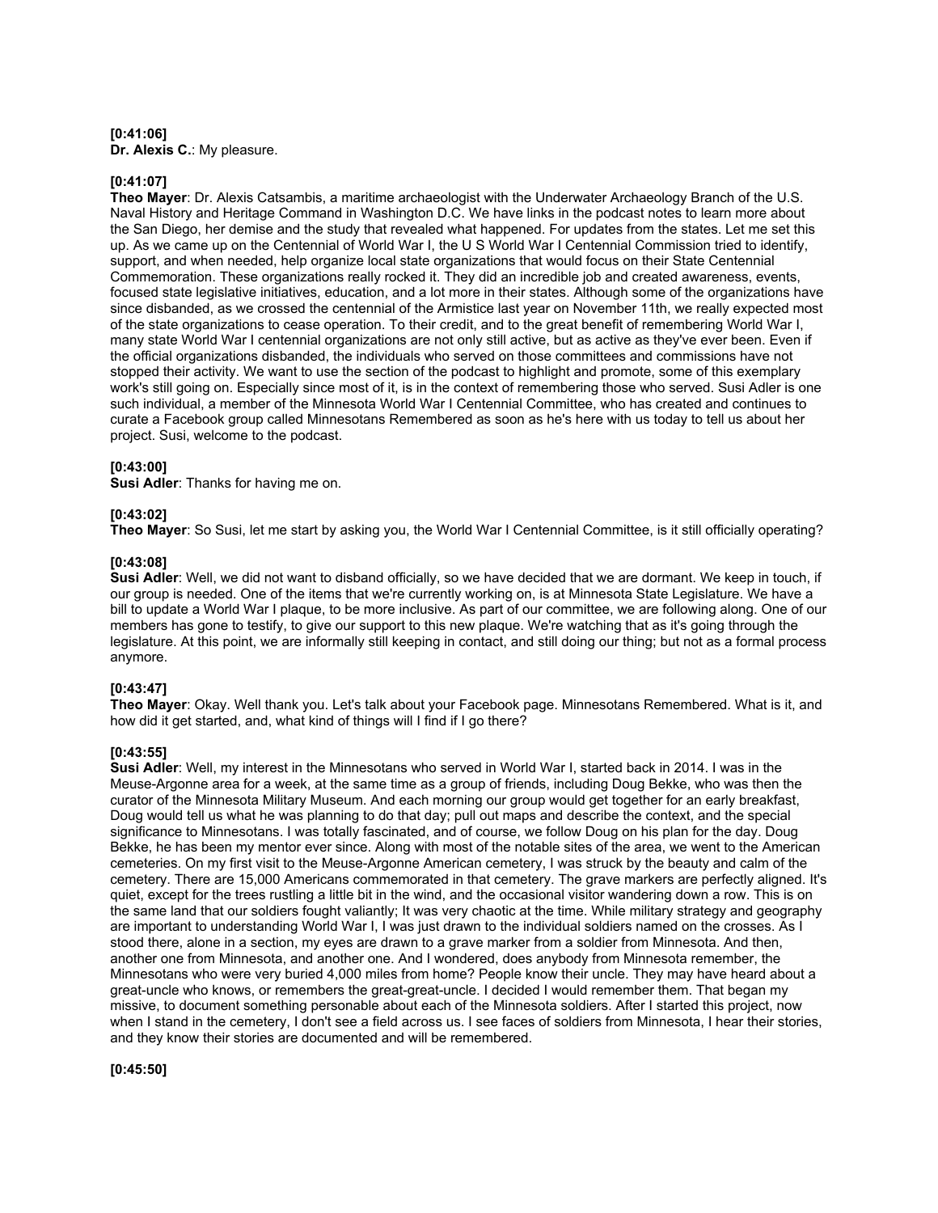**[0:41:06]**
**Dr. Alexis C.**: My pleasure.

**[0:41:07]**
**Theo Mayer**: Dr. Alexis Catsambis, a maritime archaeologist with the Underwater Archaeology Branch of the U.S. Naval History and Heritage Command in Washington D.C. We have links in the podcast notes to learn more about the San Diego, her demise and the study that revealed what happened. For updates from the states. Let me set this up. As we came up on the Centennial of World War I, the U S World War I Centennial Commission tried to identify, support, and when needed, help organize local state organizations that would focus on their State Centennial Commemoration. These organizations really rocked it. They did an incredible job and created awareness, events, focused state legislative initiatives, education, and a lot more in their states. Although some of the organizations have since disbanded, as we crossed the centennial of the Armistice last year on November 11th, we really expected most of the state organizations to cease operation. To their credit, and to the great benefit of remembering World War I, many state World War I centennial organizations are not only still active, but as active as they've ever been. Even if the official organizations disbanded, the individuals who served on those committees and commissions have not stopped their activity. We want to use the section of the podcast to highlight and promote, some of this exemplary work's still going on. Especially since most of it, is in the context of remembering those who served. Susi Adler is one such individual, a member of the Minnesota World War I Centennial Committee, who has created and continues to curate a Facebook group called Minnesotans Remembered as soon as he's here with us today to tell us about her project. Susi, welcome to the podcast.

**[0:43:00]**
**Susi Adler**: Thanks for having me on.

**[0:43:02]**
**Theo Mayer**: So Susi, let me start by asking you, the World War I Centennial Committee, is it still officially operating?

**[0:43:08]**
**Susi Adler**: Well, we did not want to disband officially, so we have decided that we are dormant. We keep in touch, if our group is needed. One of the items that we're currently working on, is at Minnesota State Legislature. We have a bill to update a World War I plaque, to be more inclusive. As part of our committee, we are following along. One of our members has gone to testify, to give our support to this new plaque. We're watching that as it's going through the legislature. At this point, we are informally still keeping in contact, and still doing our thing; but not as a formal process anymore.

**[0:43:47]**
**Theo Mayer**: Okay. Well thank you. Let's talk about your Facebook page. Minnesotans Remembered. What is it, and how did it get started, and, what kind of things will I find if I go there?

**[0:43:55]**
**Susi Adler**: Well, my interest in the Minnesotans who served in World War I, started back in 2014. I was in the Meuse-Argonne area for a week, at the same time as a group of friends, including Doug Bekke, who was then the curator of the Minnesota Military Museum. And each morning our group would get together for an early breakfast, Doug would tell us what he was planning to do that day; pull out maps and describe the context, and the special significance to Minnesotans. I was totally fascinated, and of course, we follow Doug on his plan for the day. Doug Bekke, he has been my mentor ever since. Along with most of the notable sites of the area, we went to the American cemeteries. On my first visit to the Meuse-Argonne American cemetery, I was struck by the beauty and calm of the cemetery. There are 15,000 Americans commemorated in that cemetery. The grave markers are perfectly aligned. It's quiet, except for the trees rustling a little bit in the wind, and the occasional visitor wandering down a row. This is on the same land that our soldiers fought valiantly; It was very chaotic at the time. While military strategy and geography are important to understanding World War I, I was just drawn to the individual soldiers named on the crosses. As I stood there, alone in a section, my eyes are drawn to a grave marker from a soldier from Minnesota. And then, another one from Minnesota, and another one. And I wondered, does anybody from Minnesota remember, the Minnesotans who were very buried 4,000 miles from home? People know their uncle. They may have heard about a great-uncle who knows, or remembers the great-great-uncle. I decided I would remember them. That began my missive, to document something personable about each of the Minnesota soldiers. After I started this project, now when I stand in the cemetery, I don't see a field across us. I see faces of soldiers from Minnesota, I hear their stories, and they know their stories are documented and will be remembered.

**[0:45:50]**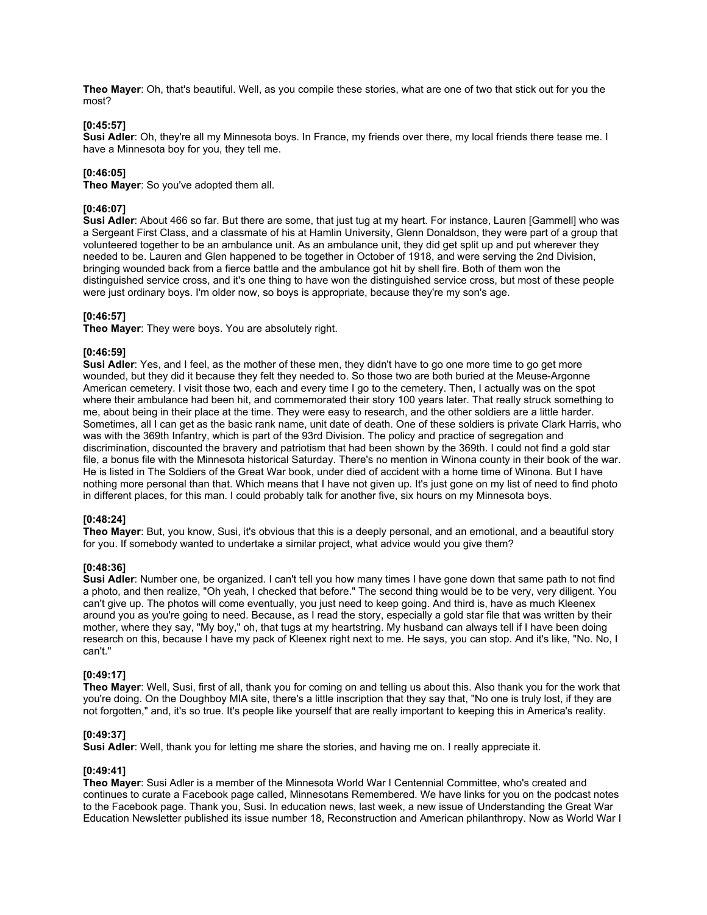**Theo Mayer**: Oh, that's beautiful. Well, as you compile these stories, what are one of two that stick out for you the most?

**[0:45:57]**
**Susi Adler**: Oh, they're all my Minnesota boys. In France, my friends over there, my local friends there tease me. I have a Minnesota boy for you, they tell me.

**[0:46:05]**
**Theo Mayer**: So you've adopted them all.

**[0:46:07]**
**Susi Adler**: About 466 so far. But there are some, that just tug at my heart. For instance, Lauren [Gammell] who was a Sergeant First Class, and a classmate of his at Hamlin University, Glenn Donaldson, they were part of a group that volunteered together to be an ambulance unit. As an ambulance unit, they did get split up and put wherever they needed to be. Lauren and Glen happened to be together in October of 1918, and were serving the 2nd Division, bringing wounded back from a fierce battle and the ambulance got hit by shell fire. Both of them won the distinguished service cross, and it's one thing to have won the distinguished service cross, but most of these people were just ordinary boys. I'm older now, so boys is appropriate, because they're my son's age.

**[0:46:57]**
**Theo Mayer**: They were boys. You are absolutely right.

**[0:46:59]**
**Susi Adler**: Yes, and I feel, as the mother of these men, they didn't have to go one more time to go get more wounded, but they did it because they felt they needed to. So those two are both buried at the Meuse-Argonne American cemetery. I visit those two, each and every time I go to the cemetery. Then, I actually was on the spot where their ambulance had been hit, and commemorated their story 100 years later. That really struck something to me, about being in their place at the time. They were easy to research, and the other soldiers are a little harder. Sometimes, all I can get as the basic rank name, unit date of death. One of these soldiers is private Clark Harris, who was with the 369th Infantry, which is part of the 93rd Division. The policy and practice of segregation and discrimination, discounted the bravery and patriotism that had been shown by the 369th. I could not find a gold star file, a bonus file with the Minnesota historical Saturday. There's no mention in Winona county in their book of the war. He is listed in The Soldiers of the Great War book, under died of accident with a home time of Winona. But I have nothing more personal than that. Which means that I have not given up. It's just gone on my list of need to find photo in different places, for this man. I could probably talk for another five, six hours on my Minnesota boys.

**[0:48:24]**
**Theo Mayer**: But, you know, Susi, it's obvious that this is a deeply personal, and an emotional, and a beautiful story for you. If somebody wanted to undertake a similar project, what advice would you give them?

**[0:48:36]**
**Susi Adler**: Number one, be organized. I can't tell you how many times I have gone down that same path to not find a photo, and then realize, "Oh yeah, I checked that before." The second thing would be to be very, very diligent. You can't give up. The photos will come eventually, you just need to keep going. And third is, have as much Kleenex around you as you're going to need. Because, as I read the story, especially a gold star file that was written by their mother, where they say, "My boy," oh, that tugs at my heartstring. My husband can always tell if I have been doing research on this, because I have my pack of Kleenex right next to me. He says, you can stop. And it's like, "No. No, I can't."

**[0:49:17]**
**Theo Mayer**: Well, Susi, first of all, thank you for coming on and telling us about this. Also thank you for the work that you're doing. On the Doughboy MIA site, there's a little inscription that they say that, "No one is truly lost, if they are not forgotten," and, it's so true. It's people like yourself that are really important to keeping this in America's reality.

**[0:49:37]**
**Susi Adler**: Well, thank you for letting me share the stories, and having me on. I really appreciate it.

**[0:49:41]**
**Theo Mayer**: Susi Adler is a member of the Minnesota World War I Centennial Committee, who's created and continues to curate a Facebook page called, Minnesotans Remembered. We have links for you on the podcast notes to the Facebook page. Thank you, Susi. In education news, last week, a new issue of Understanding the Great War Education Newsletter published its issue number 18, Reconstruction and American philanthropy. Now as World War I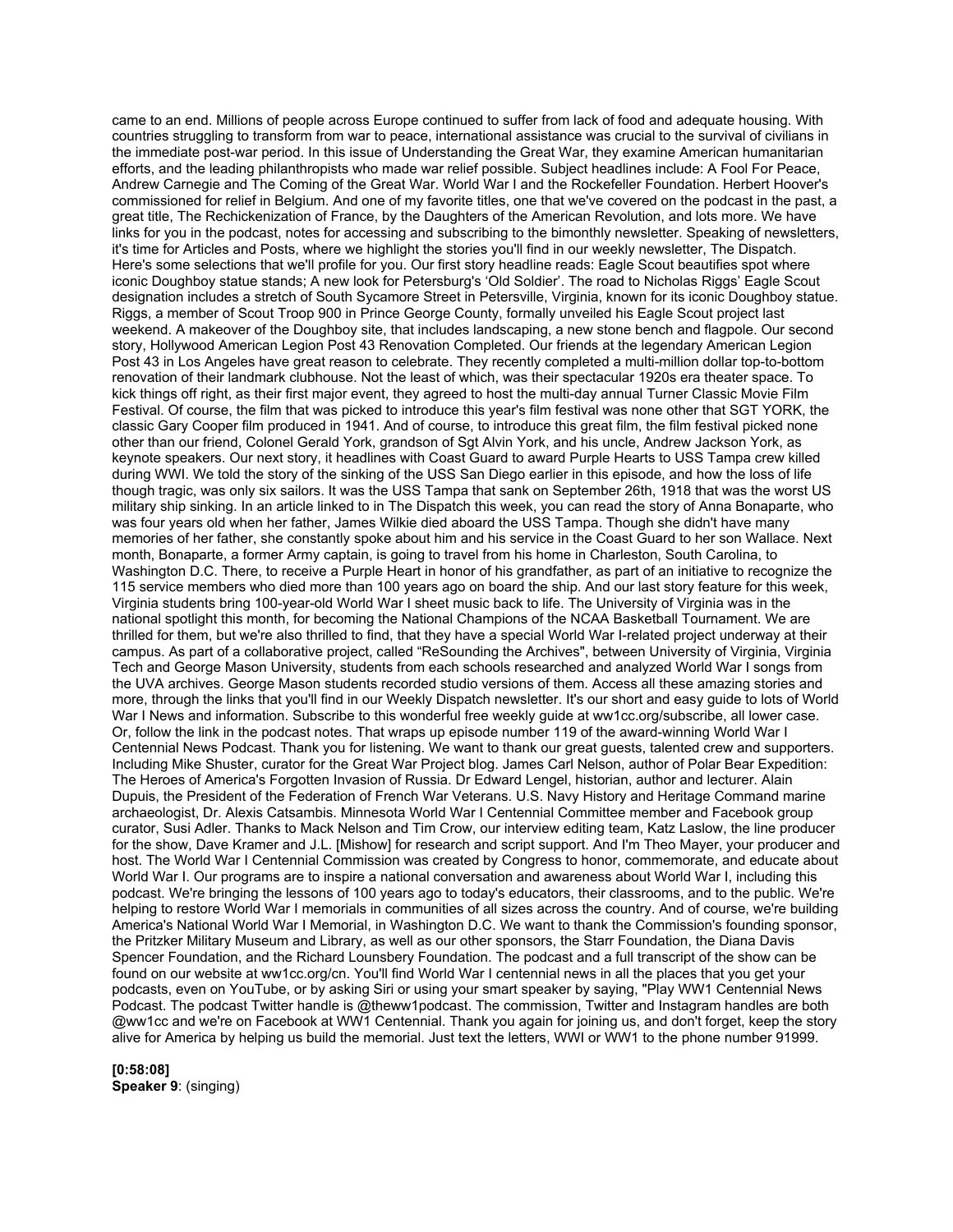came to an end. Millions of people across Europe continued to suffer from lack of food and adequate housing. With countries struggling to transform from war to peace, international assistance was crucial to the survival of civilians in the immediate post-war period. In this issue of Understanding the Great War, they examine American humanitarian efforts, and the leading philanthropists who made war relief possible. Subject headlines include: A Fool For Peace, Andrew Carnegie and The Coming of the Great War. World War I and the Rockefeller Foundation. Herbert Hoover's commissioned for relief in Belgium. And one of my favorite titles, one that we've covered on the podcast in the past, a great title, The Rechickenization of France, by the Daughters of the American Revolution, and lots more. We have links for you in the podcast, notes for accessing and subscribing to the bimonthly newsletter. Speaking of newsletters, it's time for Articles and Posts, where we highlight the stories you'll find in our weekly newsletter, The Dispatch. Here's some selections that we'll profile for you. Our first story headline reads: Eagle Scout beautifies spot where iconic Doughboy statue stands; A new look for Petersburg's 'Old Soldier'. The road to Nicholas Riggs' Eagle Scout designation includes a stretch of South Sycamore Street in Petersville, Virginia, known for its iconic Doughboy statue. Riggs, a member of Scout Troop 900 in Prince George County, formally unveiled his Eagle Scout project last weekend. A makeover of the Doughboy site, that includes landscaping, a new stone bench and flagpole. Our second story, Hollywood American Legion Post 43 Renovation Completed. Our friends at the legendary American Legion Post 43 in Los Angeles have great reason to celebrate. They recently completed a multi-million dollar top-to-bottom renovation of their landmark clubhouse. Not the least of which, was their spectacular 1920s era theater space. To kick things off right, as their first major event, they agreed to host the multi-day annual Turner Classic Movie Film Festival. Of course, the film that was picked to introduce this year's film festival was none other that SGT YORK, the classic Gary Cooper film produced in 1941. And of course, to introduce this great film, the film festival picked none other than our friend, Colonel Gerald York, grandson of Sgt Alvin York, and his uncle, Andrew Jackson York, as keynote speakers. Our next story, it headlines with Coast Guard to award Purple Hearts to USS Tampa crew killed during WWI. We told the story of the sinking of the USS San Diego earlier in this episode, and how the loss of life though tragic, was only six sailors. It was the USS Tampa that sank on September 26th, 1918 that was the worst US military ship sinking. In an article linked to in The Dispatch this week, you can read the story of Anna Bonaparte, who was four years old when her father, James Wilkie died aboard the USS Tampa. Though she didn't have many memories of her father, she constantly spoke about him and his service in the Coast Guard to her son Wallace. Next month, Bonaparte, a former Army captain, is going to travel from his home in Charleston, South Carolina, to Washington D.C. There, to receive a Purple Heart in honor of his grandfather, as part of an initiative to recognize the 115 service members who died more than 100 years ago on board the ship. And our last story feature for this week, Virginia students bring 100-year-old World War I sheet music back to life. The University of Virginia was in the national spotlight this month, for becoming the National Champions of the NCAA Basketball Tournament. We are thrilled for them, but we're also thrilled to find, that they have a special World War I-related project underway at their campus. As part of a collaborative project, called "ReSounding the Archives", between University of Virginia, Virginia Tech and George Mason University, students from each schools researched and analyzed World War I songs from the UVA archives. George Mason students recorded studio versions of them. Access all these amazing stories and more, through the links that you'll find in our Weekly Dispatch newsletter. It's our short and easy guide to lots of World War I News and information. Subscribe to this wonderful free weekly guide at ww1cc.org/subscribe, all lower case. Or, follow the link in the podcast notes. That wraps up episode number 119 of the award-winning World War I Centennial News Podcast. Thank you for listening. We want to thank our great guests, talented crew and supporters. Including Mike Shuster, curator for the Great War Project blog. James Carl Nelson, author of Polar Bear Expedition: The Heroes of America's Forgotten Invasion of Russia. Dr Edward Lengel, historian, author and lecturer. Alain Dupuis, the President of the Federation of French War Veterans. U.S. Navy History and Heritage Command marine archaeologist, Dr. Alexis Catsambis. Minnesota World War I Centennial Committee member and Facebook group curator, Susi Adler. Thanks to Mack Nelson and Tim Crow, our interview editing team, Katz Laslow, the line producer for the show, Dave Kramer and J.L. [Mishow] for research and script support. And I'm Theo Mayer, your producer and host. The World War I Centennial Commission was created by Congress to honor, commemorate, and educate about World War I. Our programs are to inspire a national conversation and awareness about World War I, including this podcast. We're bringing the lessons of 100 years ago to today's educators, their classrooms, and to the public. We're helping to restore World War I memorials in communities of all sizes across the country. And of course, we're building America's National World War I Memorial, in Washington D.C. We want to thank the Commission's founding sponsor, the Pritzker Military Museum and Library, as well as our other sponsors, the Starr Foundation, the Diana Davis Spencer Foundation, and the Richard Lounsbery Foundation. The podcast and a full transcript of the show can be found on our website at ww1cc.org/cn. You'll find World War I centennial news in all the places that you get your podcasts, even on YouTube, or by asking Siri or using your smart speaker by saying, "Play WW1 Centennial News Podcast. The podcast Twitter handle is @theww1podcast. The commission, Twitter and Instagram handles are both @ww1cc and we're on Facebook at WW1 Centennial. Thank you again for joining us, and don't forget, keep the story alive for America by helping us build the memorial. Just text the letters, WWI or WW1 to the phone number 91999.

**[0:58:08]**
**Speaker 9**: (singing)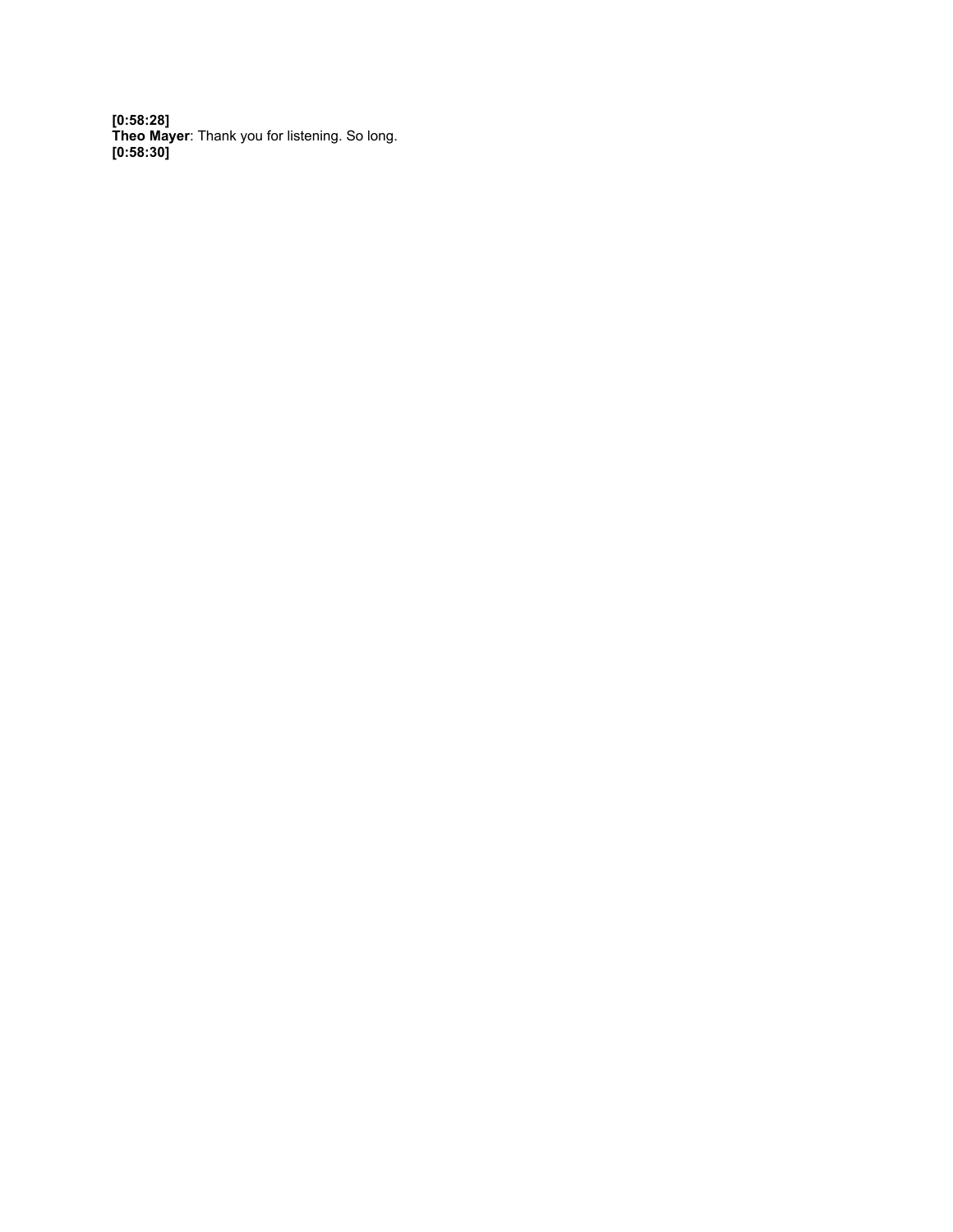**[0:58:28]**
**Theo Mayer**: Thank you for listening. So long.
**[0:58:30]**